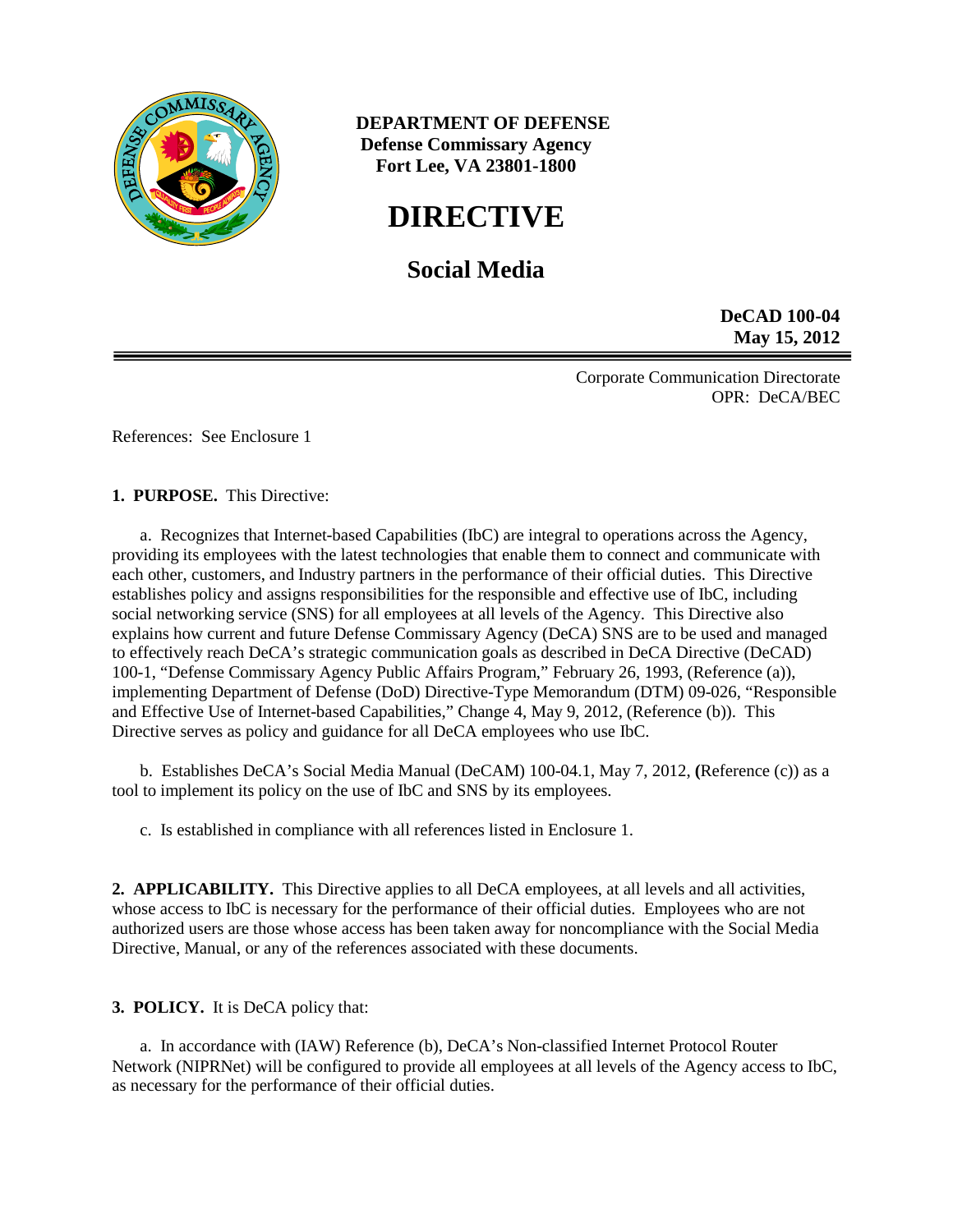**DEPARTMENT OF DEFENSE**
**Defense Commissary Agency**
**Fort Lee, VA 23801-1800**

# DIRECTIVE

## Social Media

**DeCAD 100-04**
**May 15, 2012**

Corporate Communication Directorate
OPR: DeCA/BEC

References: See Enclosure 1

**1. PURPOSE.** This Directive:

a. Recognizes that Internet-based Capabilities (IbC) are integral to operations across the Agency, providing its employees with the latest technologies that enable them to connect and communicate with each other, customers, and Industry partners in the performance of their official duties. This Directive establishes policy and assigns responsibilities for the responsible and effective use of IbC, including social networking service (SNS) for all employees at all levels of the Agency. This Directive also explains how current and future Defense Commissary Agency (DeCA) SNS are to be used and managed to effectively reach DeCA's strategic communication goals as described in DeCA Directive (DeCAD) 100-1, "Defense Commissary Agency Public Affairs Program," February 26, 1993, (Reference (a)), implementing Department of Defense (DoD) Directive-Type Memorandum (DTM) 09-026, "Responsible and Effective Use of Internet-based Capabilities," Change 4, May 9, 2012, (Reference (b)). This Directive serves as policy and guidance for all DeCA employees who use IbC.

b. Establishes DeCA's Social Media Manual (DeCAM) 100-04.1, May 7, 2012, **(**Reference (c)) as a tool to implement its policy on the use of IbC and SNS by its employees.

c. Is established in compliance with all references listed in Enclosure 1.

**2. APPLICABILITY.** This Directive applies to all DeCA employees, at all levels and all activities, whose access to IbC is necessary for the performance of their official duties. Employees who are not authorized users are those whose access has been taken away for noncompliance with the Social Media Directive, Manual, or any of the references associated with these documents.

**3. POLICY.** It is DeCA policy that:

a. In accordance with (IAW) Reference (b), DeCA's Non-classified Internet Protocol Router Network (NIPRNet) will be configured to provide all employees at all levels of the Agency access to IbC, as necessary for the performance of their official duties.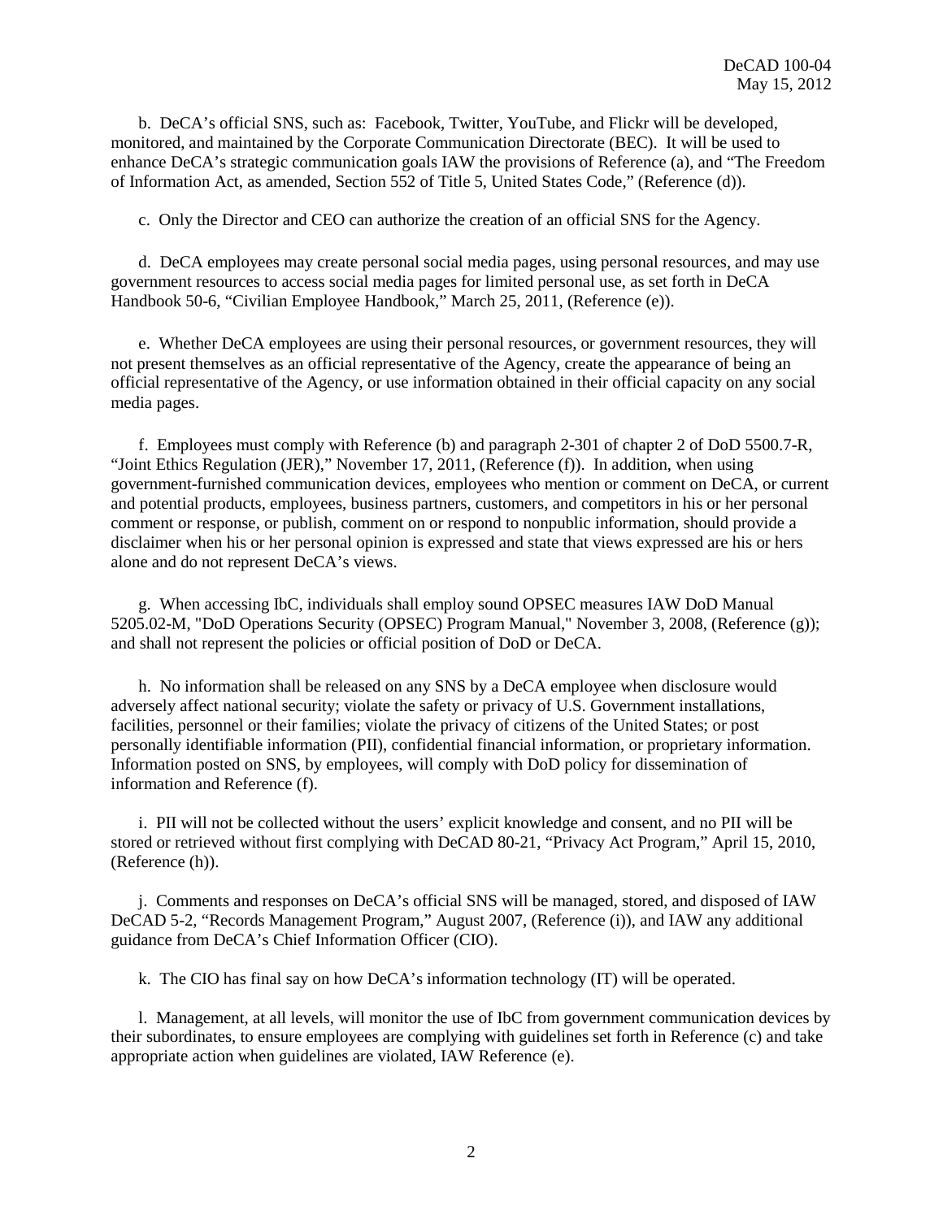b. DeCA's official SNS, such as: Facebook, Twitter, YouTube, and Flickr will be developed, monitored, and maintained by the Corporate Communication Directorate (BEC). It will be used to enhance DeCA's strategic communication goals IAW the provisions of Reference (a), and "The Freedom of Information Act, as amended, Section 552 of Title 5, United States Code," (Reference (d)).

c. Only the Director and CEO can authorize the creation of an official SNS for the Agency.

d. DeCA employees may create personal social media pages, using personal resources, and may use government resources to access social media pages for limited personal use, as set forth in DeCA Handbook 50-6, "Civilian Employee Handbook," March 25, 2011, (Reference (e)).

e. Whether DeCA employees are using their personal resources, or government resources, they will not present themselves as an official representative of the Agency, create the appearance of being an official representative of the Agency, or use information obtained in their official capacity on any social media pages.

f. Employees must comply with Reference (b) and paragraph 2-301 of chapter 2 of DoD 5500.7-R, "Joint Ethics Regulation (JER)," November 17, 2011, (Reference (f)). In addition, when using government-furnished communication devices, employees who mention or comment on DeCA, or current and potential products, employees, business partners, customers, and competitors in his or her personal comment or response, or publish, comment on or respond to nonpublic information, should provide a disclaimer when his or her personal opinion is expressed and state that views expressed are his or hers alone and do not represent DeCA's views.

g. When accessing IbC, individuals shall employ sound OPSEC measures IAW DoD Manual 5205.02-M, "DoD Operations Security (OPSEC) Program Manual," November 3, 2008, (Reference (g)); and shall not represent the policies or official position of DoD or DeCA.

h. No information shall be released on any SNS by a DeCA employee when disclosure would adversely affect national security; violate the safety or privacy of U.S. Government installations, facilities, personnel or their families; violate the privacy of citizens of the United States; or post personally identifiable information (PII), confidential financial information, or proprietary information. Information posted on SNS, by employees, will comply with DoD policy for dissemination of information and Reference (f).

i. PII will not be collected without the users' explicit knowledge and consent, and no PII will be stored or retrieved without first complying with DeCAD 80-21, "Privacy Act Program," April 15, 2010, (Reference (h)).

j. Comments and responses on DeCA's official SNS will be managed, stored, and disposed of IAW DeCAD 5-2, "Records Management Program," August 2007, (Reference (i)), and IAW any additional guidance from DeCA's Chief Information Officer (CIO).

k. The CIO has final say on how DeCA's information technology (IT) will be operated.

l. Management, at all levels, will monitor the use of IbC from government communication devices by their subordinates, to ensure employees are complying with guidelines set forth in Reference (c) and take appropriate action when guidelines are violated, IAW Reference (e).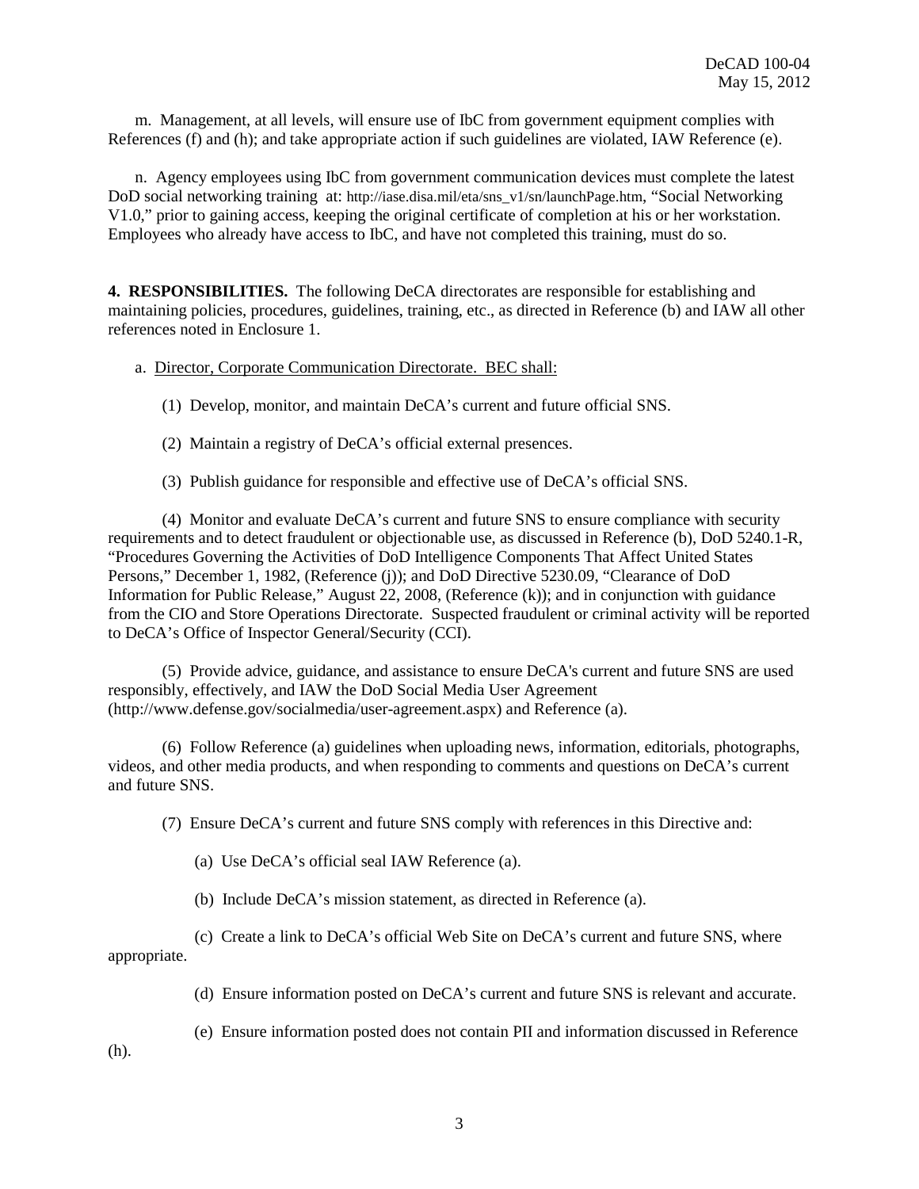m. Management, at all levels, will ensure use of IbC from government equipment complies with References (f) and (h); and take appropriate action if such guidelines are violated, IAW Reference (e).

n. Agency employees using IbC from government communication devices must complete the latest DoD social networking training at: http://iase.disa.mil/eta/sns_v1/sn/launchPage.htm, "Social Networking V1.0," prior to gaining access, keeping the original certificate of completion at his or her workstation. Employees who already have access to IbC, and have not completed this training, must do so.

**4. RESPONSIBILITIES.** The following DeCA directorates are responsible for establishing and maintaining policies, procedures, guidelines, training, etc., as directed in Reference (b) and IAW all other references noted in Enclosure 1.

a. Director, Corporate Communication Directorate. BEC shall:

(1) Develop, monitor, and maintain DeCA's current and future official SNS.

(2) Maintain a registry of DeCA's official external presences.

(3) Publish guidance for responsible and effective use of DeCA's official SNS.

(4) Monitor and evaluate DeCA's current and future SNS to ensure compliance with security requirements and to detect fraudulent or objectionable use, as discussed in Reference (b), DoD 5240.1-R, "Procedures Governing the Activities of DoD Intelligence Components That Affect United States Persons," December 1, 1982, (Reference (j)); and DoD Directive 5230.09, "Clearance of DoD Information for Public Release," August 22, 2008, (Reference (k)); and in conjunction with guidance from the CIO and Store Operations Directorate. Suspected fraudulent or criminal activity will be reported to DeCA's Office of Inspector General/Security (CCI).

(5) Provide advice, guidance, and assistance to ensure DeCA's current and future SNS are used responsibly, effectively, and IAW the DoD Social Media User Agreement (http://www.defense.gov/socialmedia/user-agreement.aspx) and Reference (a).

(6) Follow Reference (a) guidelines when uploading news, information, editorials, photographs, videos, and other media products, and when responding to comments and questions on DeCA's current and future SNS.

(7) Ensure DeCA's current and future SNS comply with references in this Directive and:

(a) Use DeCA's official seal IAW Reference (a).

(b) Include DeCA's mission statement, as directed in Reference (a).

(c) Create a link to DeCA's official Web Site on DeCA's current and future SNS, where appropriate.

(d) Ensure information posted on DeCA's current and future SNS is relevant and accurate.

(e) Ensure information posted does not contain PII and information discussed in Reference (h).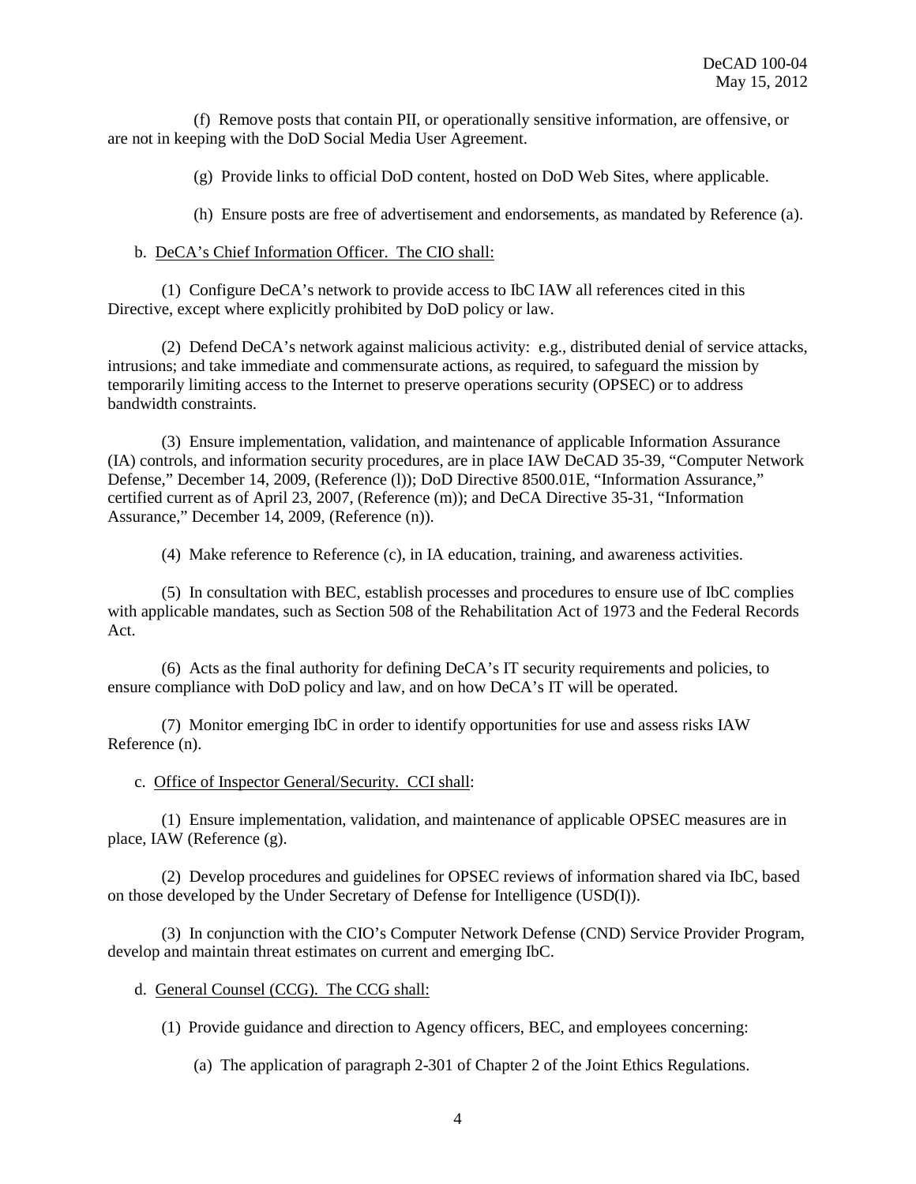(f) Remove posts that contain PII, or operationally sensitive information, are offensive, or are not in keeping with the DoD Social Media User Agreement.

(g) Provide links to official DoD content, hosted on DoD Web Sites, where applicable.

(h) Ensure posts are free of advertisement and endorsements, as mandated by Reference (a).

b. DeCA's Chief Information Officer. The CIO shall:

(1) Configure DeCA's network to provide access to IbC IAW all references cited in this Directive, except where explicitly prohibited by DoD policy or law.

(2) Defend DeCA's network against malicious activity: e.g., distributed denial of service attacks, intrusions; and take immediate and commensurate actions, as required, to safeguard the mission by temporarily limiting access to the Internet to preserve operations security (OPSEC) or to address bandwidth constraints.

(3) Ensure implementation, validation, and maintenance of applicable Information Assurance (IA) controls, and information security procedures, are in place IAW DeCAD 35-39, "Computer Network Defense," December 14, 2009, (Reference (l)); DoD Directive 8500.01E, "Information Assurance," certified current as of April 23, 2007, (Reference (m)); and DeCA Directive 35-31, "Information Assurance," December 14, 2009, (Reference (n)).

(4) Make reference to Reference (c), in IA education, training, and awareness activities.

(5) In consultation with BEC, establish processes and procedures to ensure use of IbC complies with applicable mandates, such as Section 508 of the Rehabilitation Act of 1973 and the Federal Records Act.

(6) Acts as the final authority for defining DeCA's IT security requirements and policies, to ensure compliance with DoD policy and law, and on how DeCA's IT will be operated.

(7) Monitor emerging IbC in order to identify opportunities for use and assess risks IAW Reference (n).

c. Office of Inspector General/Security. CCI shall:

(1) Ensure implementation, validation, and maintenance of applicable OPSEC measures are in place, IAW (Reference (g).

(2) Develop procedures and guidelines for OPSEC reviews of information shared via IbC, based on those developed by the Under Secretary of Defense for Intelligence (USD(I)).

(3) In conjunction with the CIO's Computer Network Defense (CND) Service Provider Program, develop and maintain threat estimates on current and emerging IbC.

d. General Counsel (CCG). The CCG shall:

(1) Provide guidance and direction to Agency officers, BEC, and employees concerning:

(a) The application of paragraph 2-301 of Chapter 2 of the Joint Ethics Regulations.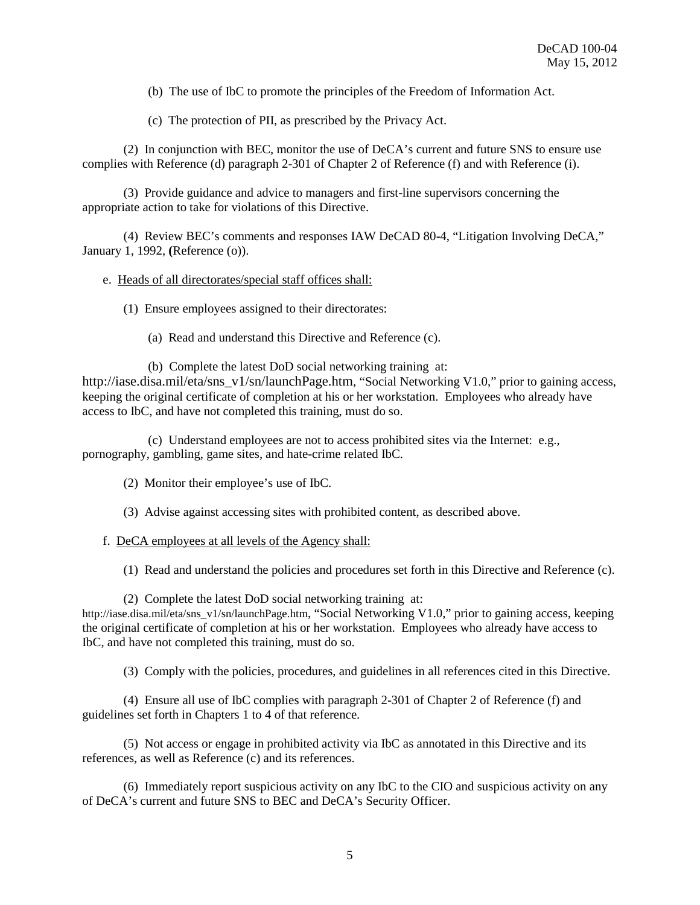(b) The use of IbC to promote the principles of the Freedom of Information Act.

(c) The protection of PII, as prescribed by the Privacy Act.

(2) In conjunction with BEC, monitor the use of DeCA's current and future SNS to ensure use complies with Reference (d) paragraph 2-301 of Chapter 2 of Reference (f) and with Reference (i).

(3) Provide guidance and advice to managers and first-line supervisors concerning the appropriate action to take for violations of this Directive.

(4) Review BEC's comments and responses IAW DeCAD 80-4, "Litigation Involving DeCA," January 1, 1992, **(**Reference (o)).

e. Heads of all directorates/special staff offices shall:

(1) Ensure employees assigned to their directorates:

(a) Read and understand this Directive and Reference (c).

(b) Complete the latest DoD social networking training at: http://iase.disa.mil/eta/sns_v1/sn/launchPage.htm, "Social Networking V1.0," prior to gaining access, keeping the original certificate of completion at his or her workstation. Employees who already have access to IbC, and have not completed this training, must do so.

(c) Understand employees are not to access prohibited sites via the Internet: e.g., pornography, gambling, game sites, and hate-crime related IbC.

(2) Monitor their employee's use of IbC.

(3) Advise against accessing sites with prohibited content, as described above.

f. DeCA employees at all levels of the Agency shall:

(1) Read and understand the policies and procedures set forth in this Directive and Reference (c).

(2) Complete the latest DoD social networking training at: http://iase.disa.mil/eta/sns_v1/sn/launchPage.htm, "Social Networking V1.0," prior to gaining access, keeping the original certificate of completion at his or her workstation. Employees who already have access to IbC, and have not completed this training, must do so.

(3) Comply with the policies, procedures, and guidelines in all references cited in this Directive.

(4) Ensure all use of IbC complies with paragraph 2-301 of Chapter 2 of Reference (f) and guidelines set forth in Chapters 1 to 4 of that reference.

(5) Not access or engage in prohibited activity via IbC as annotated in this Directive and its references, as well as Reference (c) and its references.

(6) Immediately report suspicious activity on any IbC to the CIO and suspicious activity on any of DeCA's current and future SNS to BEC and DeCA's Security Officer.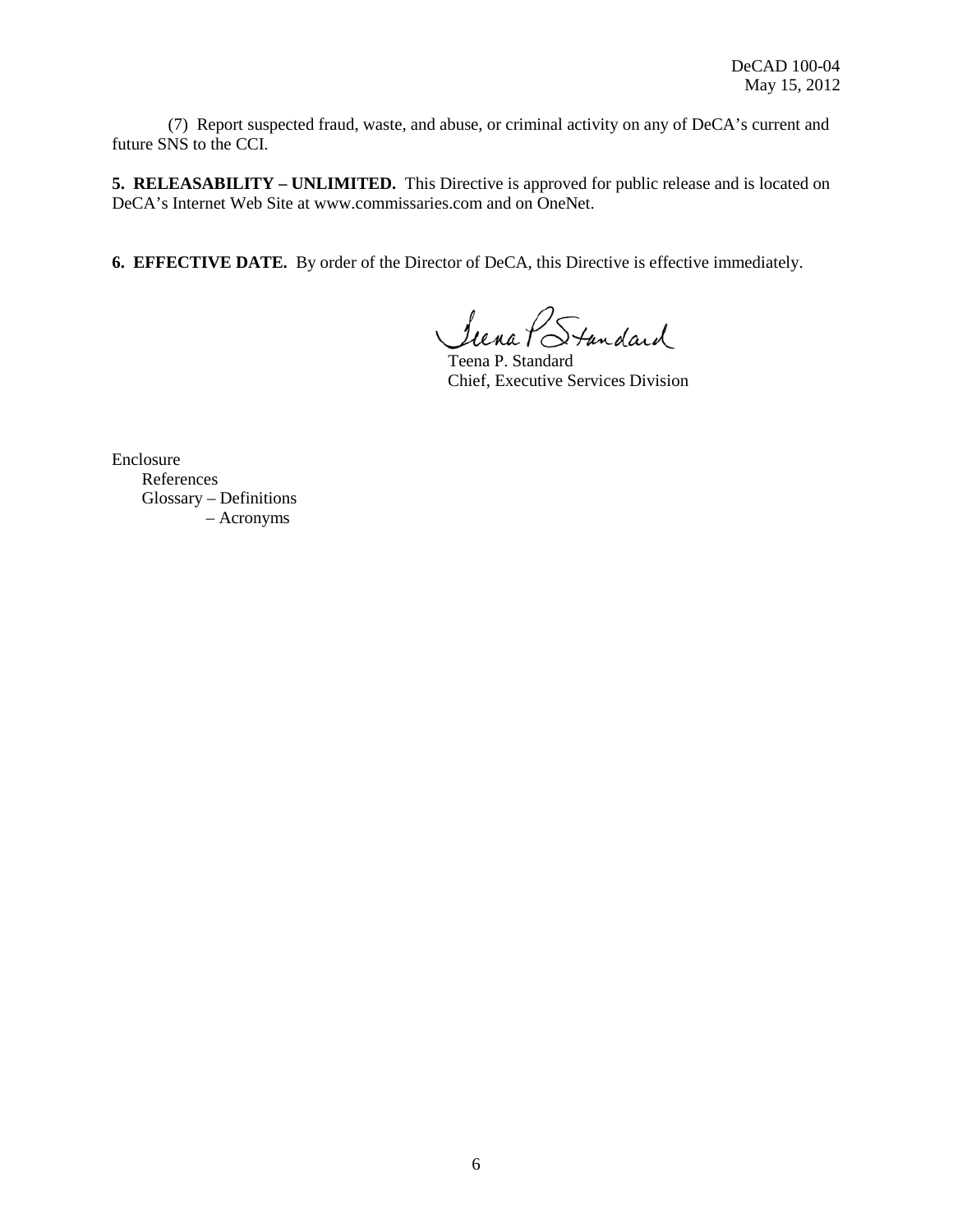(7) Report suspected fraud, waste, and abuse, or criminal activity on any of DeCA's current and future SNS to the CCI.

**5. RELEASABILITY – UNLIMITED.** This Directive is approved for public release and is located on DeCA's Internet Web Site at www.commissaries.com and on OneNet.

**6. EFFECTIVE DATE.** By order of the Director of DeCA, this Directive is effective immediately.

Teena P. Standard
Chief, Executive Services Division

Enclosure
References
Glossary – Definitions
– Acronyms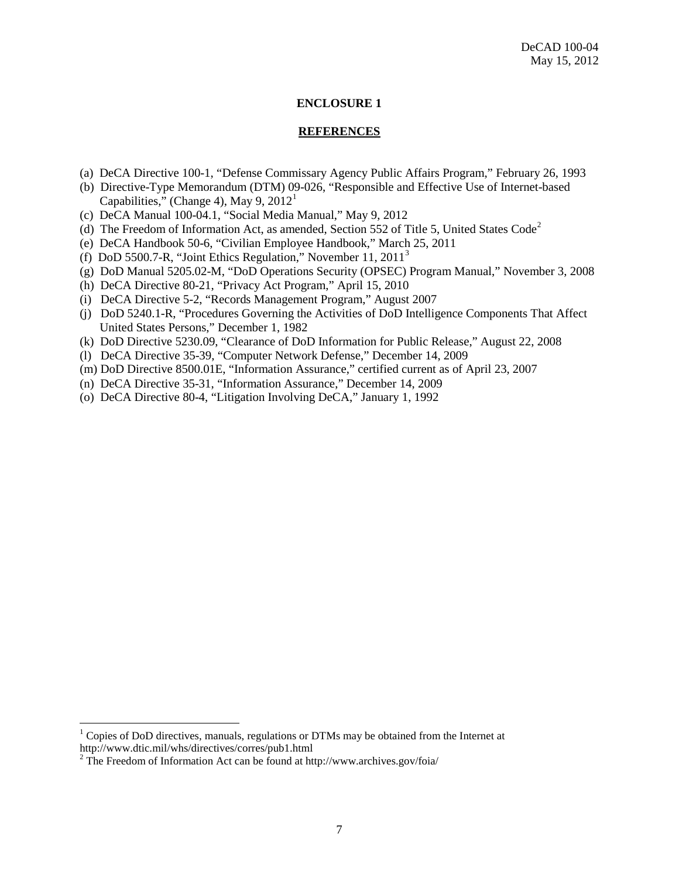## ENCLOSURE 1

## REFERENCES

(a) DeCA Directive 100-1, "Defense Commissary Agency Public Affairs Program," February 26, 1993

(b) Directive-Type Memorandum (DTM) 09-026, "Responsible and Effective Use of Internet-based Capabilities," (Change 4), May 9, 2012[1]

(c) DeCA Manual 100-04.1, "Social Media Manual," May 9, 2012

(d) The Freedom of Information Act, as amended, Section 552 of Title 5, United States Code[2]

(e) DeCA Handbook 50-6, "Civilian Employee Handbook," March 25, 2011

(f) DoD 5500.7-R, "Joint Ethics Regulation," November 11, 2011[3]

(g) DoD Manual 5205.02-M, "DoD Operations Security (OPSEC) Program Manual," November 3, 2008

(h) DeCA Directive 80-21, "Privacy Act Program," April 15, 2010

(i) DeCA Directive 5-2, "Records Management Program," August 2007

(j) DoD 5240.1-R, "Procedures Governing the Activities of DoD Intelligence Components That Affect United States Persons," December 1, 1982

(k) DoD Directive 5230.09, "Clearance of DoD Information for Public Release," August 22, 2008

(l) DeCA Directive 35-39, "Computer Network Defense," December 14, 2009

(m) DoD Directive 8500.01E, "Information Assurance," certified current as of April 23, 2007

(n) DeCA Directive 35-31, "Information Assurance," December 14, 2009

(o) DeCA Directive 80-4, "Litigation Involving DeCA," January 1, 1992

---

[1] Copies of DoD directives, manuals, regulations or DTMs may be obtained from the Internet at http://www.dtic.mil/whs/directives/corres/pub1.html

[2] The Freedom of Information Act can be found at http://www.archives.gov/foia/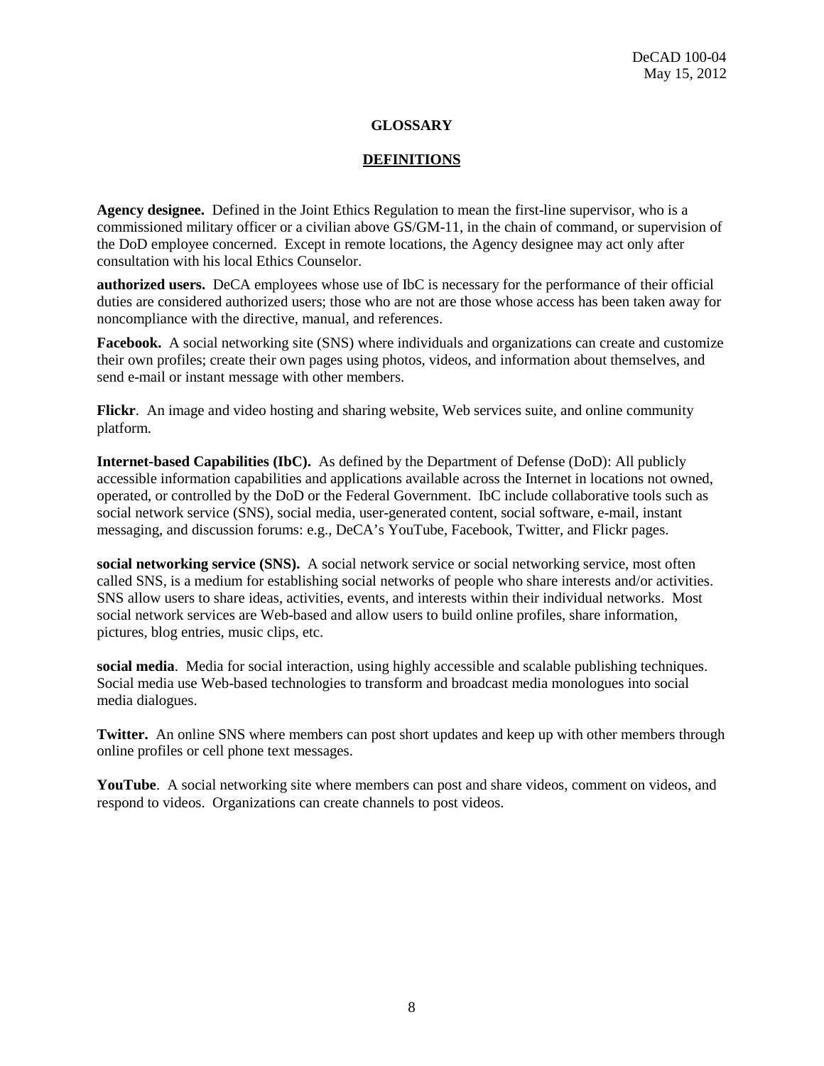# GLOSSARY

## DEFINITIONS

**Agency designee.** Defined in the Joint Ethics Regulation to mean the first-line supervisor, who is a commissioned military officer or a civilian above GS/GM-11, in the chain of command, or supervision of the DoD employee concerned. Except in remote locations, the Agency designee may act only after consultation with his local Ethics Counselor.

**authorized users.** DeCA employees whose use of IbC is necessary for the performance of their official duties are considered authorized users; those who are not are those whose access has been taken away for noncompliance with the directive, manual, and references.

**Facebook.** A social networking site (SNS) where individuals and organizations can create and customize their own profiles; create their own pages using photos, videos, and information about themselves, and send e-mail or instant message with other members.

**Flickr**. An image and video hosting and sharing website, Web services suite, and online community platform.

**Internet-based Capabilities (IbC).** As defined by the Department of Defense (DoD): All publicly accessible information capabilities and applications available across the Internet in locations not owned, operated, or controlled by the DoD or the Federal Government. IbC include collaborative tools such as social network service (SNS), social media, user-generated content, social software, e-mail, instant messaging, and discussion forums: e.g., DeCA's YouTube, Facebook, Twitter, and Flickr pages.

**social networking service (SNS).** A social network service or social networking service, most often called SNS, is a medium for establishing social networks of people who share interests and/or activities. SNS allow users to share ideas, activities, events, and interests within their individual networks. Most social network services are Web-based and allow users to build online profiles, share information, pictures, blog entries, music clips, etc.

**social media**. Media for social interaction, using highly accessible and scalable publishing techniques. Social media use Web-based technologies to transform and broadcast media monologues into social media dialogues.

**Twitter.** An online SNS where members can post short updates and keep up with other members through online profiles or cell phone text messages.

**YouTube**. A social networking site where members can post and share videos, comment on videos, and respond to videos. Organizations can create channels to post videos.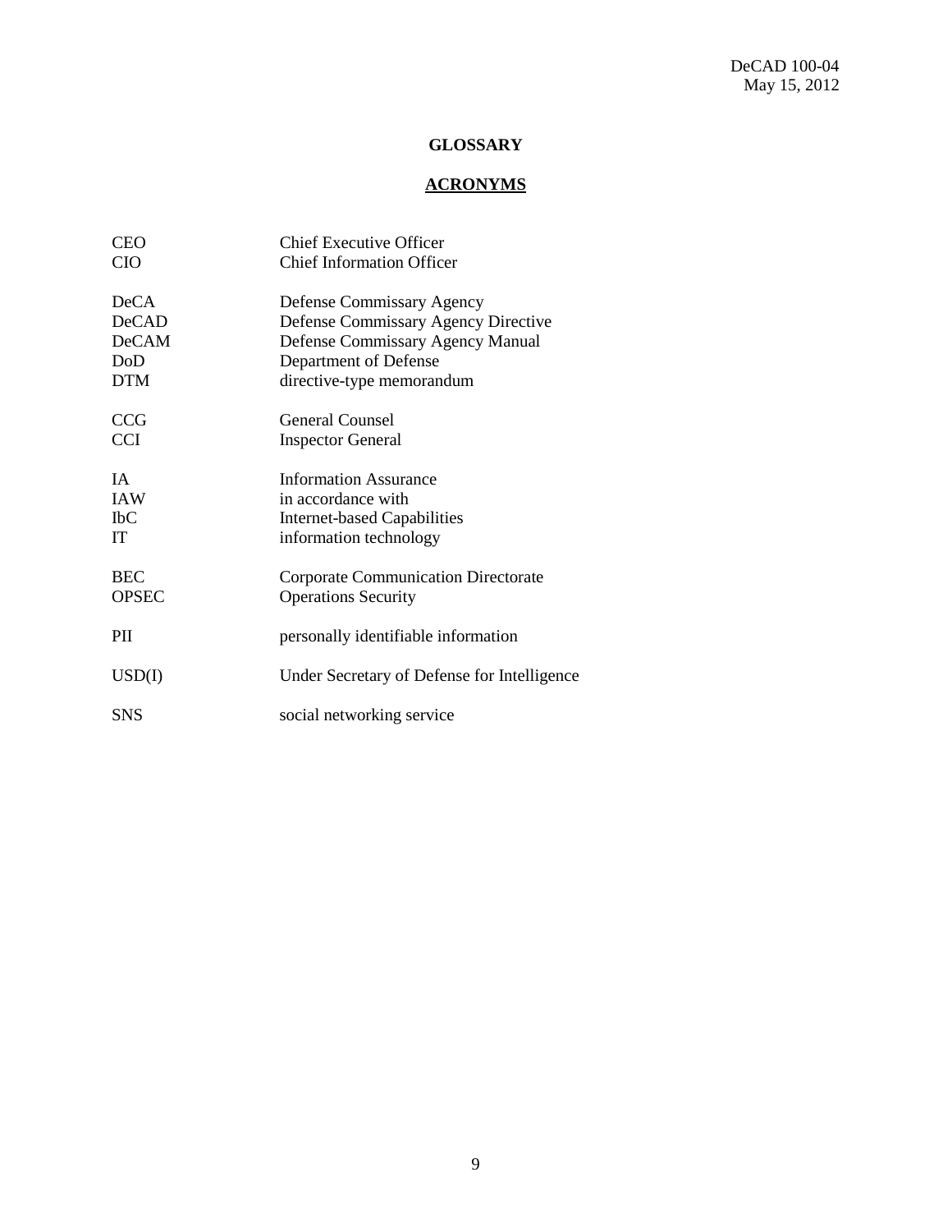## GLOSSARY

### ACRONYMS

| | |
|---|---|
| CEO | Chief Executive Officer |
| CIO | Chief Information Officer |
| DeCA | Defense Commissary Agency |
| DeCAD | Defense Commissary Agency Directive |
| DeCAM | Defense Commissary Agency Manual |
| DoD | Department of Defense |
| DTM | directive-type memorandum |
| CCG | General Counsel |
| CCI | Inspector General |
| IA | Information Assurance |
| IAW | in accordance with |
| IbC | Internet-based Capabilities |
| IT | information technology |
| BEC | Corporate Communication Directorate |
| OPSEC | Operations Security |
| PII | personally identifiable information |
| USD(I) | Under Secretary of Defense for Intelligence |
| SNS | social networking service |